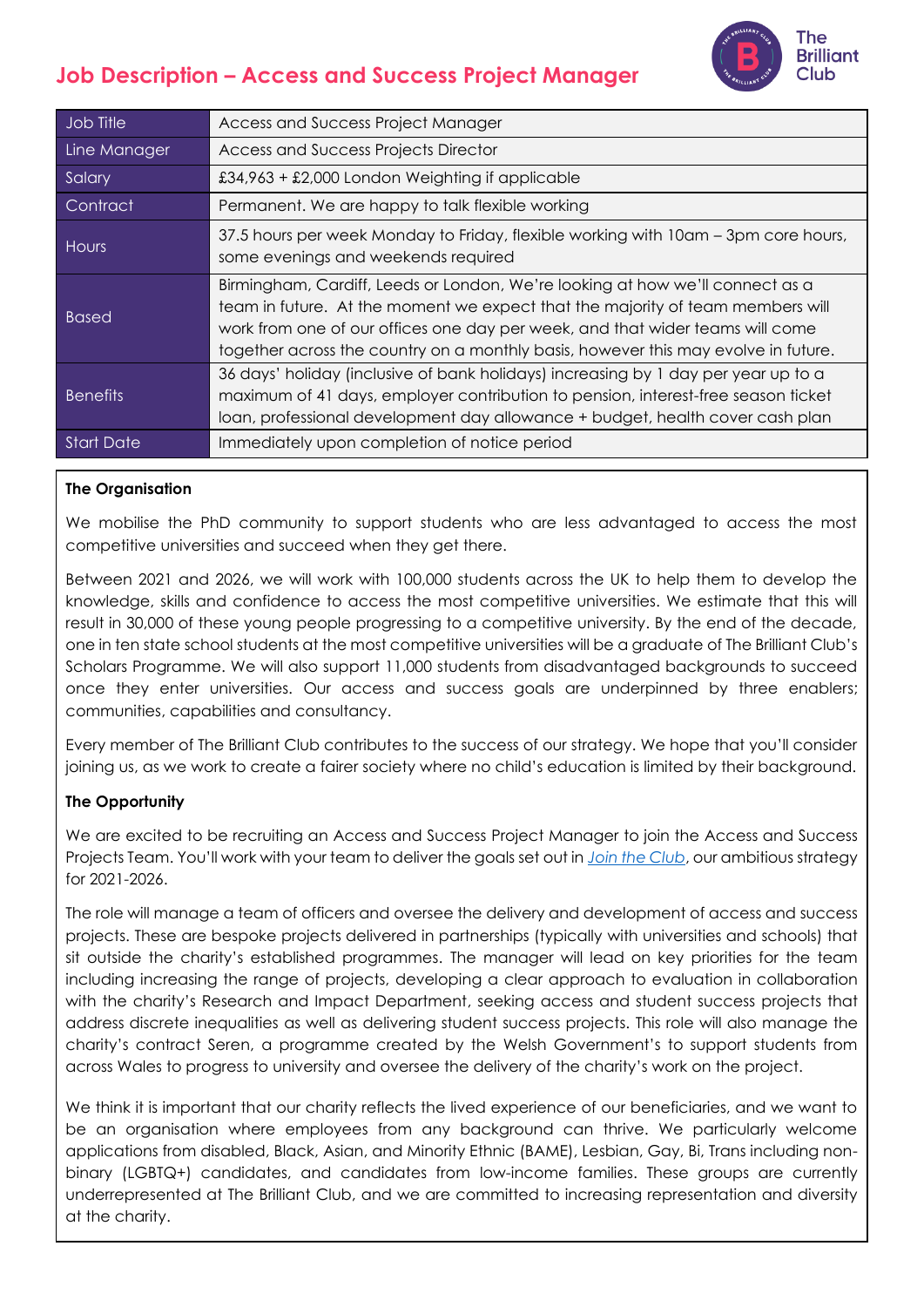# Job Description – Access and Success Project Manager

| Job Title | Access and Success Project Manager |
|---|---|
| Line Manager | Access and Success Projects Director |
| Salary | £34,963 + £2,000 London Weighting if applicable |
| Contract | Permanent. We are happy to talk flexible working |
| Hours | 37.5 hours per week Monday to Friday, flexible working with 10am – 3pm core hours, some evenings and weekends required |
| Based | Birmingham, Cardiff, Leeds or London, We're looking at how we'll connect as a team in future. At the moment we expect that the majority of team members will work from one of our offices one day per week, and that wider teams will come together across the country on a monthly basis, however this may evolve in future. |
| Benefits | 36 days' holiday (inclusive of bank holidays) increasing by 1 day per year up to a maximum of 41 days, employer contribution to pension, interest-free season ticket loan, professional development day allowance + budget, health cover cash plan |
| Start Date | Immediately upon completion of notice period |

**The Organisation**

We mobilise the PhD community to support students who are less advantaged to access the most competitive universities and succeed when they get there.

Between 2021 and 2026, we will work with 100,000 students across the UK to help them to develop the knowledge, skills and confidence to access the most competitive universities. We estimate that this will result in 30,000 of these young people progressing to a competitive university. By the end of the decade, one in ten state school students at the most competitive universities will be a graduate of The Brilliant Club's Scholars Programme. We will also support 11,000 students from disadvantaged backgrounds to succeed once they enter universities. Our access and success goals are underpinned by three enablers; communities, capabilities and consultancy.

Every member of The Brilliant Club contributes to the success of our strategy. We hope that you'll consider joining us, as we work to create a fairer society where no child's education is limited by their background.

**The Opportunity**

We are excited to be recruiting an Access and Success Project Manager to join the Access and Success Projects Team. You'll work with your team to deliver the goals set out in *Join the Club*, our ambitious strategy for 2021-2026.

The role will manage a team of officers and oversee the delivery and development of access and success projects. These are bespoke projects delivered in partnerships (typically with universities and schools) that sit outside the charity's established programmes. The manager will lead on key priorities for the team including increasing the range of projects, developing a clear approach to evaluation in collaboration with the charity's Research and Impact Department, seeking access and student success projects that address discrete inequalities as well as delivering student success projects. This role will also manage the charity's contract Seren, a programme created by the Welsh Government's to support students from across Wales to progress to university and oversee the delivery of the charity's work on the project.

We think it is important that our charity reflects the lived experience of our beneficiaries, and we want to be an organisation where employees from any background can thrive. We particularly welcome applications from disabled, Black, Asian, and Minority Ethnic (BAME), Lesbian, Gay, Bi, Trans including non-binary (LGBTQ+) candidates, and candidates from low-income families. These groups are currently underrepresented at The Brilliant Club, and we are committed to increasing representation and diversity at the charity.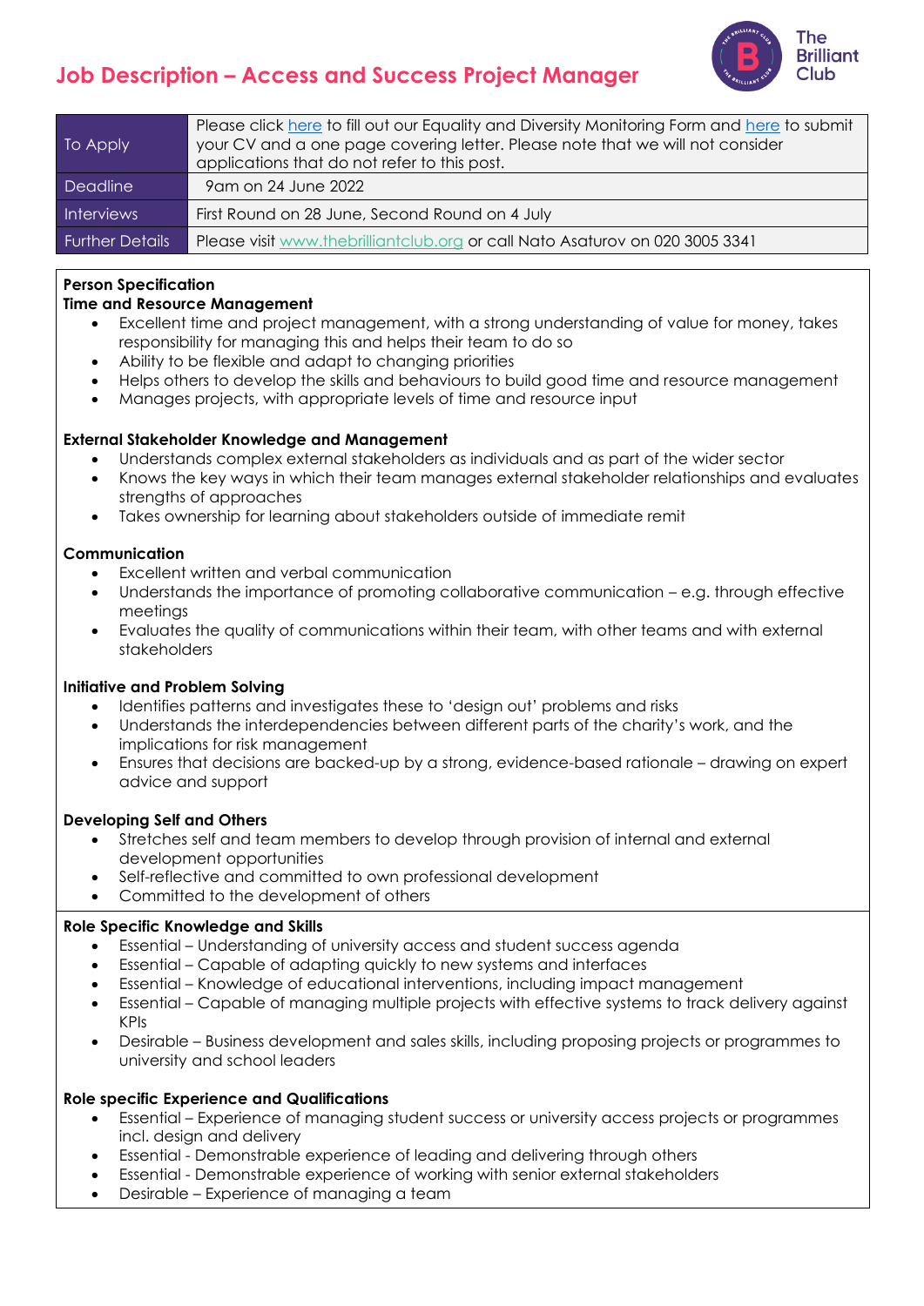# Job Description – Access and Success Project Manager

| To Apply | Please click here to fill out our Equality and Diversity Monitoring Form and here to submit your CV and a one page covering letter. Please note that we will not consider applications that do not refer to this post. |
|---|---|
| Deadline | 9am on 24 June 2022 |
| Interviews | First Round on 28 June, Second Round on 4 July |
| Further Details | Please visit www.thebrilliantclub.org or call Nato Asaturov on 020 3005 3341 |

**Person Specification**

**Time and Resource Management**

- Excellent time and project management, with a strong understanding of value for money, takes responsibility for managing this and helps their team to do so
- Ability to be flexible and adapt to changing priorities
- Helps others to develop the skills and behaviours to build good time and resource management
- Manages projects, with appropriate levels of time and resource input

**External Stakeholder Knowledge and Management**

- Understands complex external stakeholders as individuals and as part of the wider sector
- Knows the key ways in which their team manages external stakeholder relationships and evaluates strengths of approaches
- Takes ownership for learning about stakeholders outside of immediate remit

**Communication**

- Excellent written and verbal communication
- Understands the importance of promoting collaborative communication – e.g. through effective meetings
- Evaluates the quality of communications within their team, with other teams and with external stakeholders

**Initiative and Problem Solving**

- Identifies patterns and investigates these to 'design out' problems and risks
- Understands the interdependencies between different parts of the charity's work, and the implications for risk management
- Ensures that decisions are backed-up by a strong, evidence-based rationale – drawing on expert advice and support

**Developing Self and Others**

- Stretches self and team members to develop through provision of internal and external development opportunities
- Self-reflective and committed to own professional development
- Committed to the development of others

**Role Specific Knowledge and Skills**

- Essential – Understanding of university access and student success agenda
- Essential – Capable of adapting quickly to new systems and interfaces
- Essential – Knowledge of educational interventions, including impact management
- Essential – Capable of managing multiple projects with effective systems to track delivery against KPIs
- Desirable – Business development and sales skills, including proposing projects or programmes to university and school leaders

**Role specific Experience and Qualifications**

- Essential – Experience of managing student success or university access projects or programmes incl. design and delivery
- Essential - Demonstrable experience of leading and delivering through others
- Essential - Demonstrable experience of working with senior external stakeholders
- Desirable – Experience of managing a team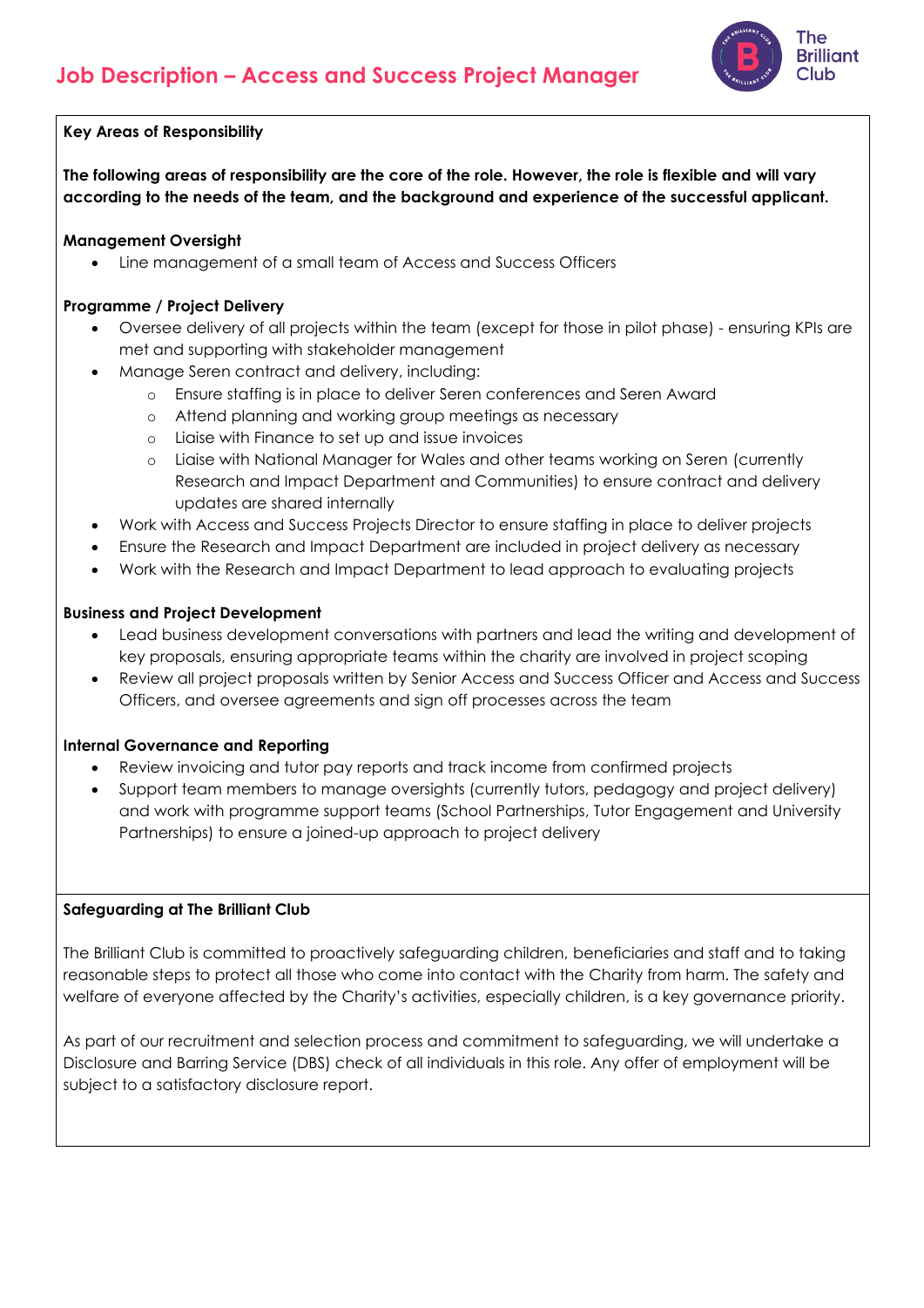# Job Description – Access and Success Project Manager

**Key Areas of Responsibility**

**The following areas of responsibility are the core of the role. However, the role is flexible and will vary according to the needs of the team, and the background and experience of the successful applicant.**

**Management Oversight**

- Line management of a small team of Access and Success Officers

**Programme / Project Delivery**

- Oversee delivery of all projects within the team (except for those in pilot phase) - ensuring KPIs are met and supporting with stakeholder management
- Manage Seren contract and delivery, including:
  - Ensure staffing is in place to deliver Seren conferences and Seren Award
  - Attend planning and working group meetings as necessary
  - Liaise with Finance to set up and issue invoices
  - Liaise with National Manager for Wales and other teams working on Seren (currently Research and Impact Department and Communities) to ensure contract and delivery updates are shared internally
- Work with Access and Success Projects Director to ensure staffing in place to deliver projects
- Ensure the Research and Impact Department are included in project delivery as necessary
- Work with the Research and Impact Department to lead approach to evaluating projects

**Business and Project Development**

- Lead business development conversations with partners and lead the writing and development of key proposals, ensuring appropriate teams within the charity are involved in project scoping
- Review all project proposals written by Senior Access and Success Officer and Access and Success Officers, and oversee agreements and sign off processes across the team

**Internal Governance and Reporting**

- Review invoicing and tutor pay reports and track income from confirmed projects
- Support team members to manage oversights (currently tutors, pedagogy and project delivery) and work with programme support teams (School Partnerships, Tutor Engagement and University Partnerships) to ensure a joined-up approach to project delivery

**Safeguarding at The Brilliant Club**

The Brilliant Club is committed to proactively safeguarding children, beneficiaries and staff and to taking reasonable steps to protect all those who come into contact with the Charity from harm. The safety and welfare of everyone affected by the Charity's activities, especially children, is a key governance priority.

As part of our recruitment and selection process and commitment to safeguarding, we will undertake a Disclosure and Barring Service (DBS) check of all individuals in this role. Any offer of employment will be subject to a satisfactory disclosure report.